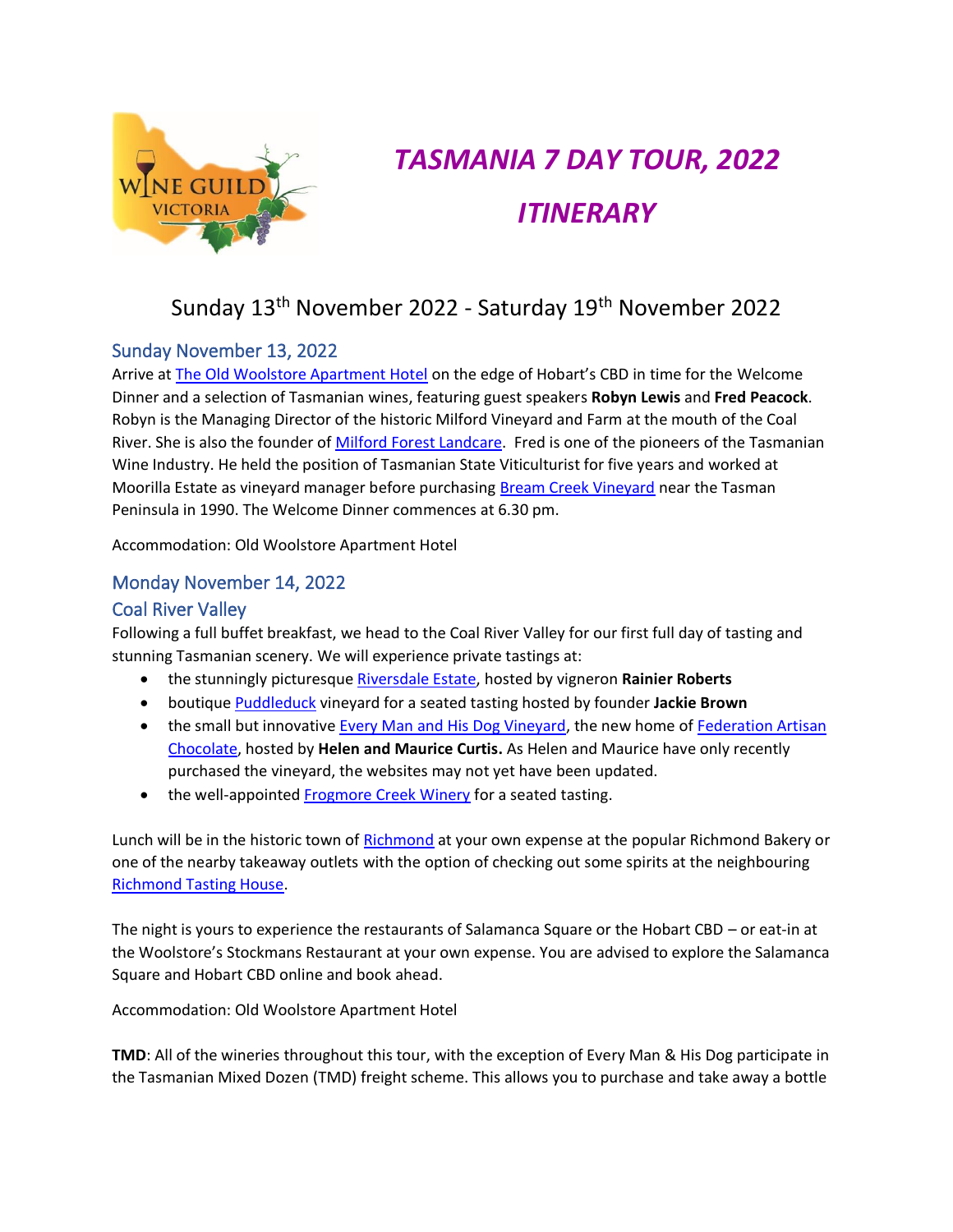# *TASMANIA 7 DAY TOUR, 2022*

# *ITINERARY*

Sunday 13th November 2022 - Saturday 19th November 2022

## Sunday November 13, 2022

Arrive at The Old Woolstore Apartment Hotel on the edge of Hobart's CBD in time for the Welcome Dinner and a selection of Tasmanian wines, featuring guest speakers **Robyn Lewis** and **Fred Peacock**. Robyn is the Managing Director of the historic Milford Vineyard and Farm at the mouth of the Coal River. She is also the founder of Milford Forest Landcare. Fred is one of the pioneers of the Tasmanian Wine Industry. He held the position of Tasmanian State Viticulturist for five years and worked at Moorilla Estate as vineyard manager before purchasing Bream Creek Vineyard near the Tasman Peninsula in 1990. The Welcome Dinner commences at 6.30 pm.

Accommodation: Old Woolstore Apartment Hotel

## Monday November 14, 2022

## Coal River Valley

Following a full buffet breakfast, we head to the Coal River Valley for our first full day of tasting and stunning Tasmanian scenery. We will experience private tastings at:

- the stunningly picturesque Riversdale Estate, hosted by vigneron **Rainier Roberts**
- boutique Puddleduck vineyard for a seated tasting hosted by founder **Jackie Brown**
- the small but innovative Every Man and His Dog Vineyard, the new home of Federation Artisan Chocolate, hosted by **Helen and Maurice Curtis.** As Helen and Maurice have only recently purchased the vineyard, the websites may not yet have been updated.
- the well-appointed Frogmore Creek Winery for a seated tasting.

Lunch will be in the historic town of Richmond at your own expense at the popular Richmond Bakery or one of the nearby takeaway outlets with the option of checking out some spirits at the neighbouring Richmond Tasting House.

The night is yours to experience the restaurants of Salamanca Square or the Hobart CBD – or eat-in at the Woolstore's Stockmans Restaurant at your own expense. You are advised to explore the Salamanca Square and Hobart CBD online and book ahead.

Accommodation: Old Woolstore Apartment Hotel

**TMD**: All of the wineries throughout this tour, with the exception of Every Man & His Dog participate in the Tasmanian Mixed Dozen (TMD) freight scheme. This allows you to purchase and take away a bottle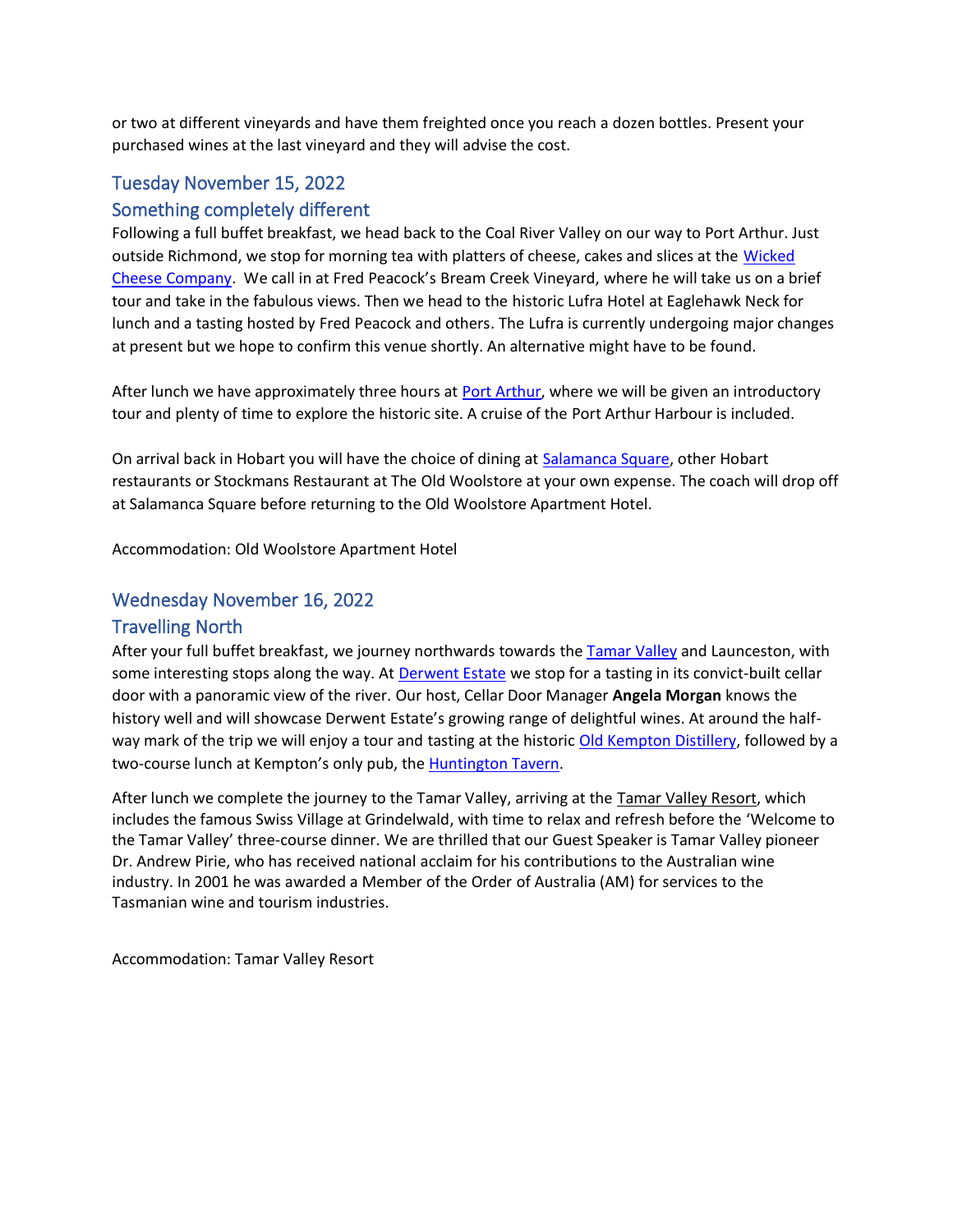or two at different vineyards and have them freighted once you reach a dozen bottles. Present your purchased wines at the last vineyard and they will advise the cost.

## Tuesday November 15, 2022

## Something completely different

Following a full buffet breakfast, we head back to the Coal River Valley on our way to Port Arthur. Just outside Richmond, we stop for morning tea with platters of cheese, cakes and slices at the Wicked Cheese Company. We call in at Fred Peacock's Bream Creek Vineyard, where he will take us on a brief tour and take in the fabulous views. Then we head to the historic Lufra Hotel at Eaglehawk Neck for lunch and a tasting hosted by Fred Peacock and others. The Lufra is currently undergoing major changes at present but we hope to confirm this venue shortly. An alternative might have to be found.

After lunch we have approximately three hours at Port Arthur, where we will be given an introductory tour and plenty of time to explore the historic site. A cruise of the Port Arthur Harbour is included.

On arrival back in Hobart you will have the choice of dining at Salamanca Square, other Hobart restaurants or Stockmans Restaurant at The Old Woolstore at your own expense. The coach will drop off at Salamanca Square before returning to the Old Woolstore Apartment Hotel.

Accommodation: Old Woolstore Apartment Hotel

## Wednesday November 16, 2022

## Travelling North

After your full buffet breakfast, we journey northwards towards the Tamar Valley and Launceston, with some interesting stops along the way. At Derwent Estate we stop for a tasting in its convict-built cellar door with a panoramic view of the river. Our host, Cellar Door Manager **Angela Morgan** knows the history well and will showcase Derwent Estate's growing range of delightful wines. At around the half-way mark of the trip we will enjoy a tour and tasting at the historic Old Kempton Distillery, followed by a two-course lunch at Kempton's only pub, the Huntington Tavern.

After lunch we complete the journey to the Tamar Valley, arriving at the Tamar Valley Resort, which includes the famous Swiss Village at Grindelwald, with time to relax and refresh before the 'Welcome to the Tamar Valley' three-course dinner. We are thrilled that our Guest Speaker is Tamar Valley pioneer Dr. Andrew Pirie, who has received national acclaim for his contributions to the Australian wine industry. In 2001 he was awarded a Member of the Order of Australia (AM) for services to the Tasmanian wine and tourism industries.

Accommodation: Tamar Valley Resort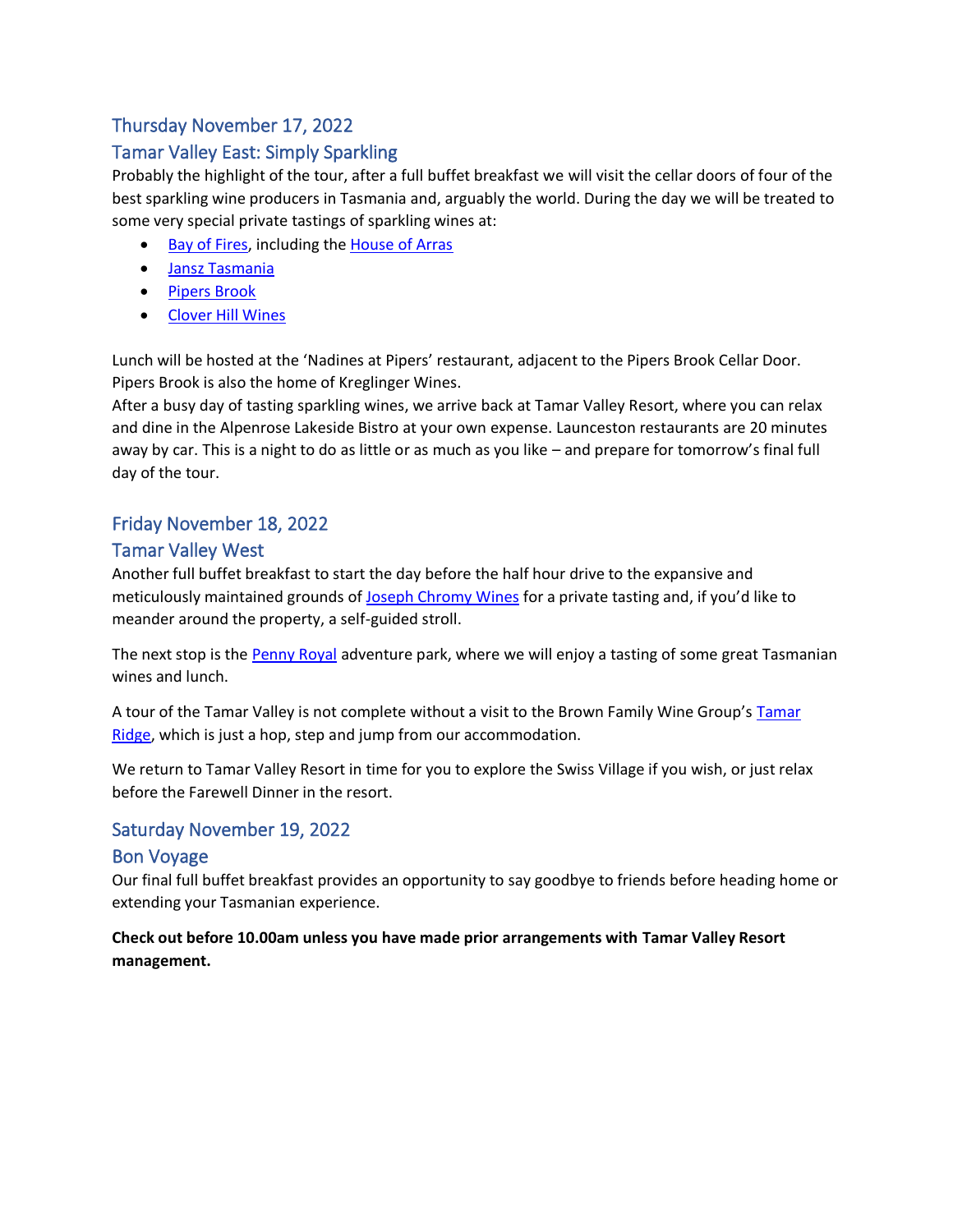## Thursday November 17, 2022

## Tamar Valley East: Simply Sparkling

Probably the highlight of the tour, after a full buffet breakfast we will visit the cellar doors of four of the best sparkling wine producers in Tasmania and, arguably the world. During the day we will be treated to some very special private tastings of sparkling wines at:

- Bay of Fires, including the House of Arras
- Jansz Tasmania
- Pipers Brook
- Clover Hill Wines

Lunch will be hosted at the 'Nadines at Pipers' restaurant, adjacent to the Pipers Brook Cellar Door. Pipers Brook is also the home of Kreglinger Wines.
After a busy day of tasting sparkling wines, we arrive back at Tamar Valley Resort, where you can relax and dine in the Alpenrose Lakeside Bistro at your own expense. Launceston restaurants are 20 minutes away by car. This is a night to do as little or as much as you like – and prepare for tomorrow's final full day of the tour.

## Friday November 18, 2022

## Tamar Valley West

Another full buffet breakfast to start the day before the half hour drive to the expansive and meticulously maintained grounds of Joseph Chromy Wines for a private tasting and, if you'd like to meander around the property, a self-guided stroll.

The next stop is the Penny Royal adventure park, where we will enjoy a tasting of some great Tasmanian wines and lunch.

A tour of the Tamar Valley is not complete without a visit to the Brown Family Wine Group's Tamar Ridge, which is just a hop, step and jump from our accommodation.

We return to Tamar Valley Resort in time for you to explore the Swiss Village if you wish, or just relax before the Farewell Dinner in the resort.

## Saturday November 19, 2022

## Bon Voyage

Our final full buffet breakfast provides an opportunity to say goodbye to friends before heading home or extending your Tasmanian experience.

**Check out before 10.00am unless you have made prior arrangements with Tamar Valley Resort management.**